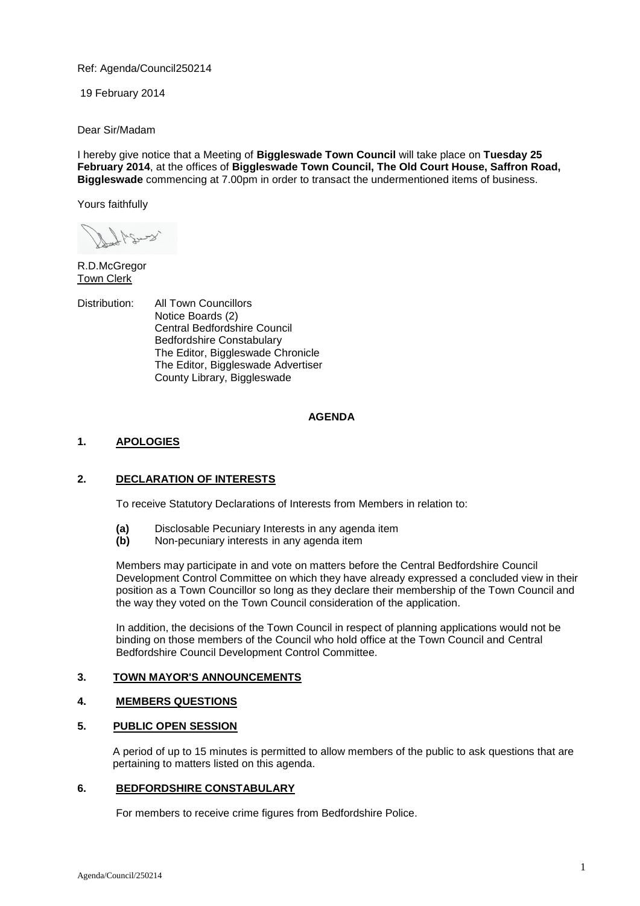Ref: Agenda/Council250214

19 February 2014

Dear Sir/Madam

I hereby give notice that a Meeting of **Biggleswade Town Council** will take place on **Tuesday 25 February 2014**, at the offices of **Biggleswade Town Council, The Old Court House, Saffron Road, Biggleswade** commencing at 7.00pm in order to transact the undermentioned items of business.

Yours faithfully

R.D.McGregor
Town Clerk

Distribution: All Town Councillors
Notice Boards (2)
Central Bedfordshire Council
Bedfordshire Constabulary
The Editor, Biggleswade Chronicle
The Editor, Biggleswade Advertiser
County Library, Biggleswade

## AGENDA

### 1. APOLOGIES

### 2. DECLARATION OF INTERESTS

To receive Statutory Declarations of Interests from Members in relation to:

**(a)** Disclosable Pecuniary Interests in any agenda item
**(b)** Non-pecuniary interests in any agenda item

Members may participate in and vote on matters before the Central Bedfordshire Council Development Control Committee on which they have already expressed a concluded view in their position as a Town Councillor so long as they declare their membership of the Town Council and the way they voted on the Town Council consideration of the application.

In addition, the decisions of the Town Council in respect of planning applications would not be binding on those members of the Council who hold office at the Town Council and Central Bedfordshire Council Development Control Committee.

### 3. TOWN MAYOR'S ANNOUNCEMENTS

### 4. MEMBERS QUESTIONS

### 5. PUBLIC OPEN SESSION

A period of up to 15 minutes is permitted to allow members of the public to ask questions that are pertaining to matters listed on this agenda.

### 6. BEDFORDSHIRE CONSTABULARY

For members to receive crime figures from Bedfordshire Police.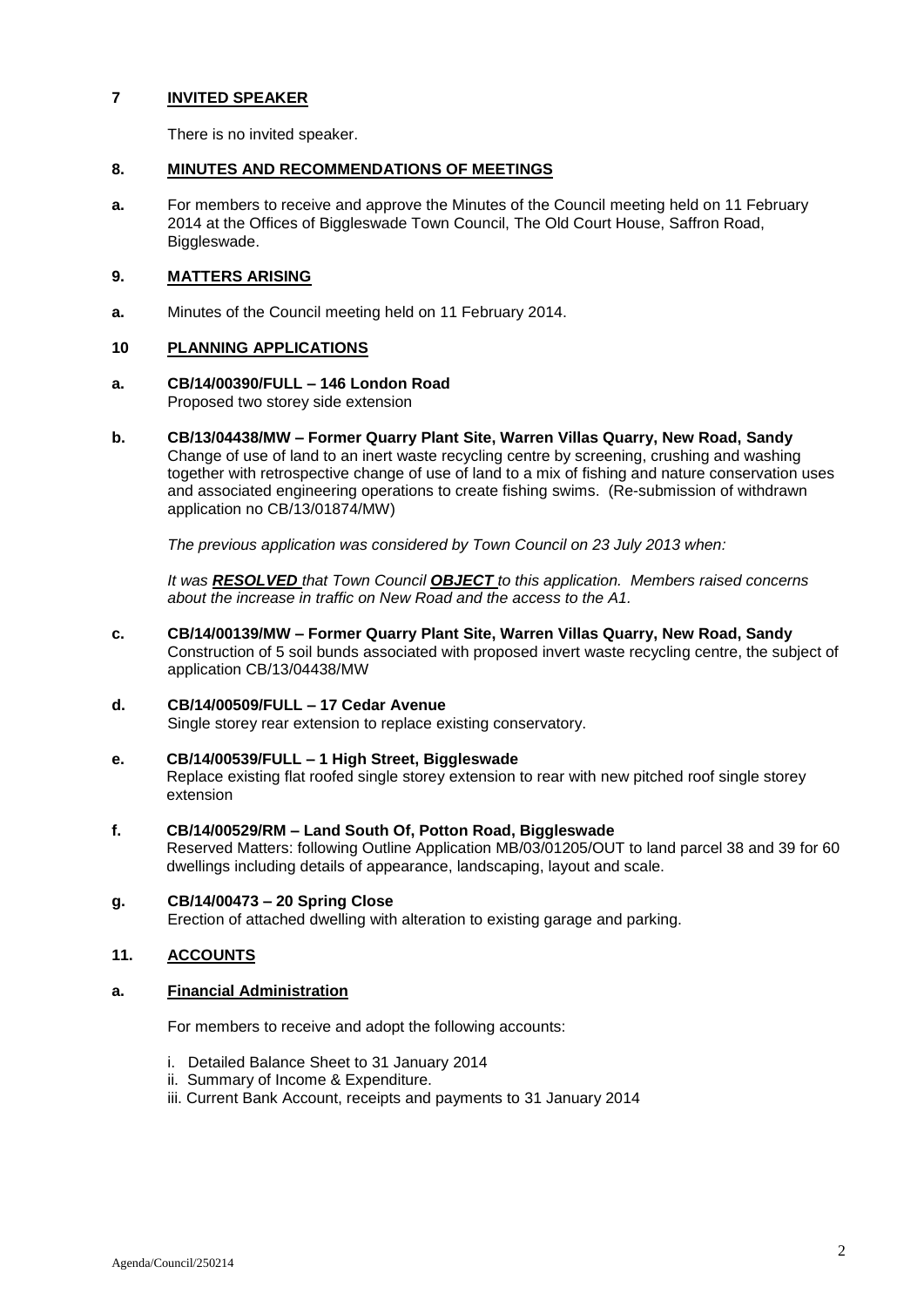## 7 INVITED SPEAKER

There is no invited speaker.

## 8. MINUTES AND RECOMMENDATIONS OF MEETINGS

**a.** For members to receive and approve the Minutes of the Council meeting held on 11 February 2014 at the Offices of Biggleswade Town Council, The Old Court House, Saffron Road, Biggleswade.

## 9. MATTERS ARISING

**a.** Minutes of the Council meeting held on 11 February 2014.

## 10 PLANNING APPLICATIONS

**a. CB/14/00390/FULL – 146 London Road**
Proposed two storey side extension

**b. CB/13/04438/MW – Former Quarry Plant Site, Warren Villas Quarry, New Road, Sandy**
Change of use of land to an inert waste recycling centre by screening, crushing and washing together with retrospective change of use of land to a mix of fishing and nature conservation uses and associated engineering operations to create fishing swims. (Re-submission of withdrawn application no CB/13/01874/MW)

*The previous application was considered by Town Council on 23 July 2013 when:*

*It was **RESOLVED** that Town Council **OBJECT** to this application. Members raised concerns about the increase in traffic on New Road and the access to the A1.*

**c. CB/14/00139/MW – Former Quarry Plant Site, Warren Villas Quarry, New Road, Sandy**
Construction of 5 soil bunds associated with proposed invert waste recycling centre, the subject of application CB/13/04438/MW

**d. CB/14/00509/FULL – 17 Cedar Avenue**
Single storey rear extension to replace existing conservatory.

**e. CB/14/00539/FULL – 1 High Street, Biggleswade**
Replace existing flat roofed single storey extension to rear with new pitched roof single storey extension

**f. CB/14/00529/RM – Land South Of, Potton Road, Biggleswade**
Reserved Matters: following Outline Application MB/03/01205/OUT to land parcel 38 and 39 for 60 dwellings including details of appearance, landscaping, layout and scale.

**g. CB/14/00473 – 20 Spring Close**
Erection of attached dwelling with alteration to existing garage and parking.

## 11. ACCOUNTS

**a. Financial Administration**

For members to receive and adopt the following accounts:

i. Detailed Balance Sheet to 31 January 2014
ii. Summary of Income & Expenditure.
iii. Current Bank Account, receipts and payments to 31 January 2014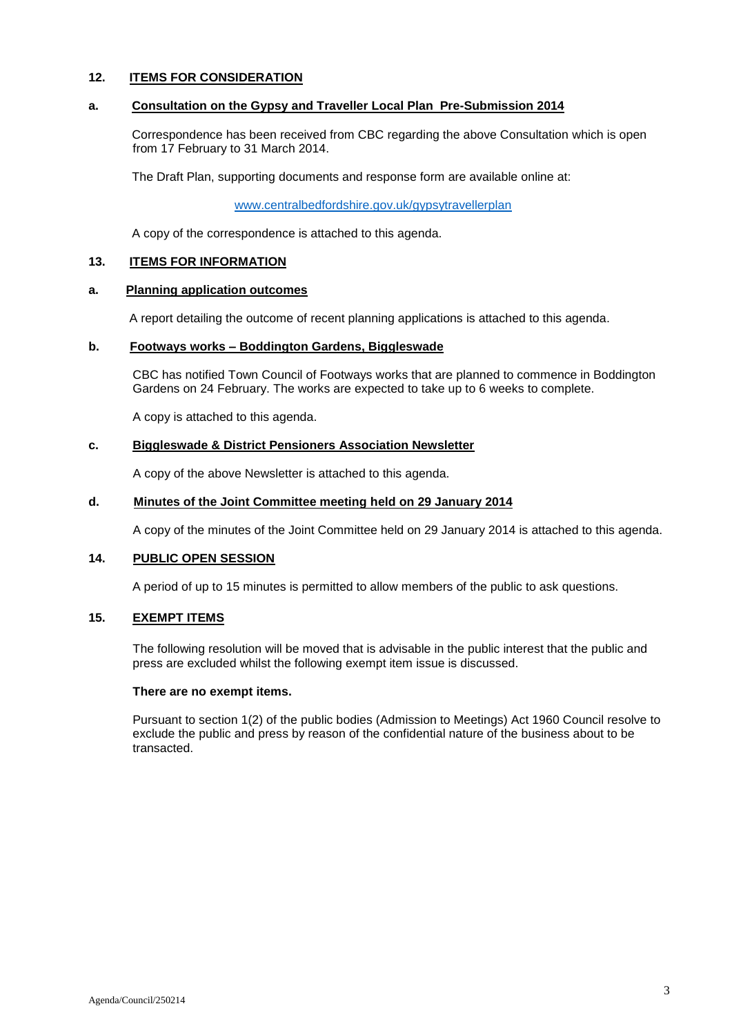## 12. ITEMS FOR CONSIDERATION

### a. Consultation on the Gypsy and Traveller Local Plan Pre-Submission 2014

Correspondence has been received from CBC regarding the above Consultation which is open from 17 February to 31 March 2014.

The Draft Plan, supporting documents and response form are available online at:

www.centralbedfordshire.gov.uk/gypsytravellerplan

A copy of the correspondence is attached to this agenda.

## 13. ITEMS FOR INFORMATION

### a. Planning application outcomes

A report detailing the outcome of recent planning applications is attached to this agenda.

### b. Footways works – Boddington Gardens, Biggleswade

CBC has notified Town Council of Footways works that are planned to commence in Boddington Gardens on 24 February. The works are expected to take up to 6 weeks to complete.

A copy is attached to this agenda.

### c. Biggleswade & District Pensioners Association Newsletter

A copy of the above Newsletter is attached to this agenda.

### d. Minutes of the Joint Committee meeting held on 29 January 2014

A copy of the minutes of the Joint Committee held on 29 January 2014 is attached to this agenda.

## 14. PUBLIC OPEN SESSION

A period of up to 15 minutes is permitted to allow members of the public to ask questions.

## 15. EXEMPT ITEMS

The following resolution will be moved that is advisable in the public interest that the public and press are excluded whilst the following exempt item issue is discussed.

**There are no exempt items.**

Pursuant to section 1(2) of the public bodies (Admission to Meetings) Act 1960 Council resolve to exclude the public and press by reason of the confidential nature of the business about to be transacted.